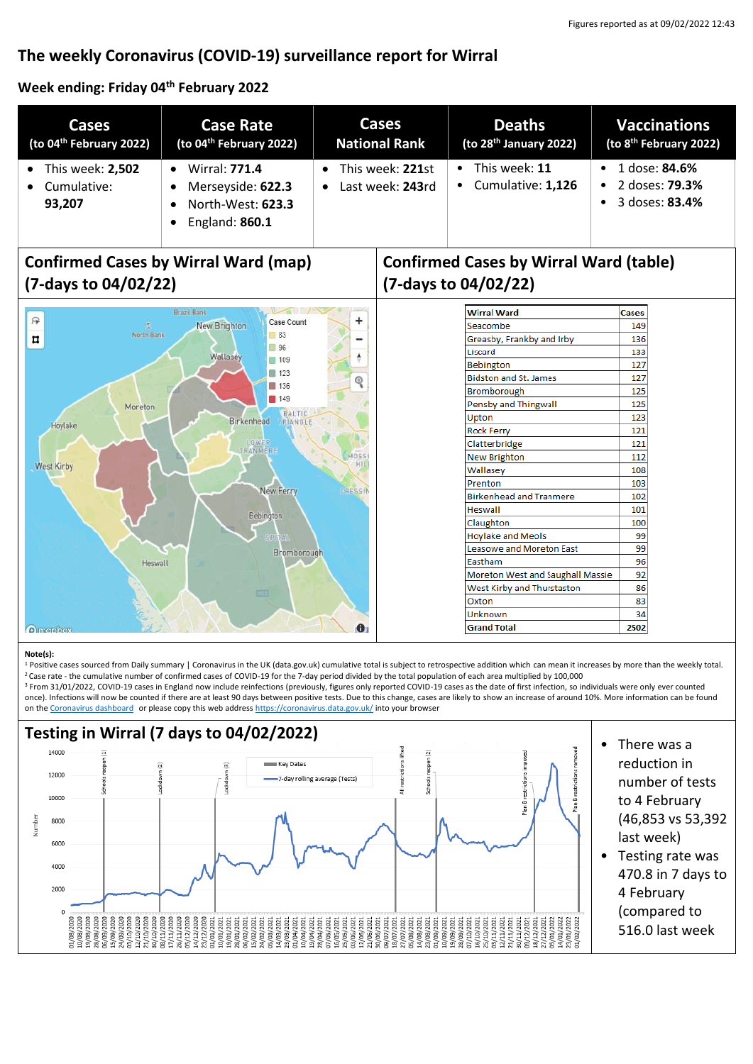Figures reported as at 09/02/2022 12:43

# The weekly Coronavirus (COVID-19) surveillance report for Wirral

## Week ending: Friday 04th February 2022

| Cases (to 04th February 2022) | Case Rate (to 04th February 2022) | Cases National Rank | Deaths (to 28th January 2022) | Vaccinations (to 8th February 2022) |
|---|---|---|---|---|
| • This week: **2,502**<br>• Cumulative: **93,207** | • Wirral: **771.4**<br>• Merseyside: **622.3**<br>• North-West: **623.3**<br>• England: **860.1** | • This week: **221**st<br>• Last week: **243**rd | • This week: **11**<br>• Cumulative: **1,126** | • 1 dose: **84.6%**<br>• 2 doses: **79.3%**<br>• 3 doses: **83.4%** |

## Confirmed Cases by Wirral Ward (map) (7-days to 04/02/22)

## Confirmed Cases by Wirral Ward (table) (7-days to 04/02/22)

| Wirral Ward | Cases |
|---|---|
| Seacombe | 149 |
| Greasby, Frankby and Irby | 136 |
| Liscard | 133 |
| Bebington | 127 |
| Bidston and St. James | 127 |
| Bromborough | 125 |
| Pensby and Thingwall | 125 |
| Upton | 123 |
| Rock Ferry | 121 |
| Clatterbridge | 121 |
| New Brighton | 112 |
| Wallasey | 108 |
| Prenton | 103 |
| Birkenhead and Tranmere | 102 |
| Heswall | 101 |
| Claughton | 100 |
| Hoylake and Meols | 99 |
| Leasowe and Moreton East | 99 |
| Eastham | 96 |
| Moreton West and Saughall Massie | 92 |
| West Kirby and Thurstaston | 86 |
| Oxton | 83 |
| Unknown | 34 |
| **Grand Total** | **2502** |

**Note(s):**

[1] Positive cases sourced from Daily summary | Coronavirus in the UK (data.gov.uk) cumulative total is subject to retrospective addition which can mean it increases by more than the weekly total.
[2] Case rate - the cumulative number of confirmed cases of COVID-19 for the 7-day period divided by the total population of each area multiplied by 100,000
[3] From 31/01/2022, COVID-19 cases in England now include reinfections (previously, figures only reported COVID-19 cases as the date of first infection, so individuals were only ever counted once). Infections will now be counted if there are at least 90 days between positive tests. Due to this change, cases are likely to show an increase of around 10%. More information can be found on the Coronavirus dashboard or please copy this web address https://coronavirus.data.gov.uk/ into your browser

## Testing in Wirral (7 days to 04/02/2022)

- There was a reduction in number of tests to 4 February (46,853 vs 53,392 last week)
- Testing rate was 470.8 in 7 days to 4 February (compared to 516.0 last week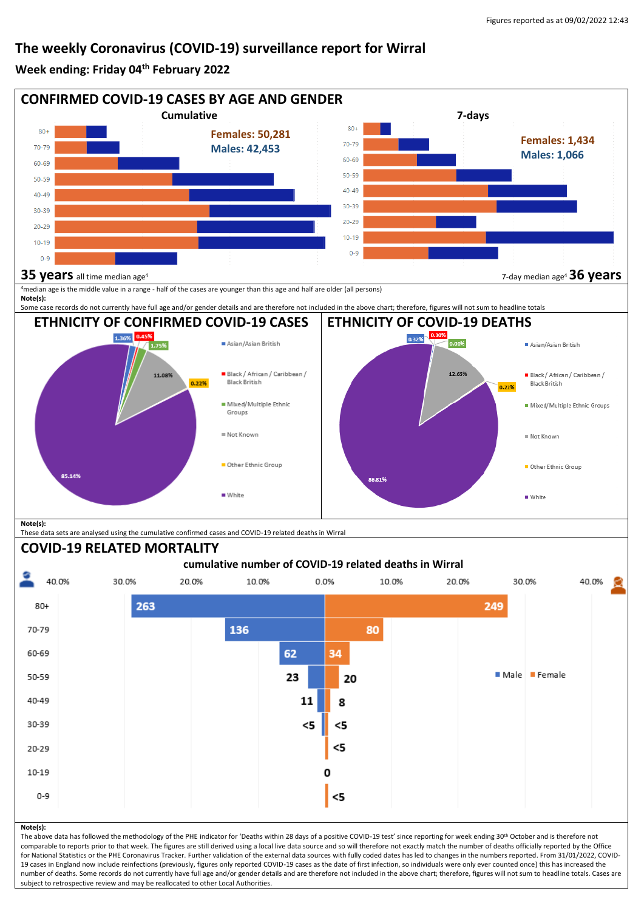Figures reported as at 09/02/2022 12:43

# The weekly Coronavirus (COVID-19) surveillance report for Wirral

## Week ending: Friday 04th February 2022

## CONFIRMED COVID-19 CASES BY AGE AND GENDER

**Cumulative**

Females: 50,281
Males: 42,453

Age groups: 80+, 70-79, 60-69, 50-59, 40-49, 30-39, 20-29, 10-19, 0-9

**35 years** all time median age[4]

**7-days**

Females: 1,434
Males: 1,066

Age groups: 80+, 70-79, 60-69, 50-59, 40-49, 30-39, 20-29, 10-19, 0-9

7-day median age[4] **36 years**

[4]median age is the middle value in a range - half of the cases are younger than this age and half are older (all persons)

**Note(s):**
Some case records do not currently have full age and/or gender details and are therefore not included in the above chart; therefore, figures will not sum to headline totals

## ETHNICITY OF CONFIRMED COVID-19 CASES

| Ethnicity | % |
|---|---|
| Asian/Asian British | 1.36% |
| Black / African / Caribbean / Black British | 0.45% |
| Mixed/Multiple Ethnic Groups | 1.75% |
| Not Known | 11.08% |
| Other Ethnic Group | 0.22% |
| White | 85.14% |

## ETHNICITY OF COVID-19 DEATHS

| Ethnicity | % |
|---|---|
| Asian/Asian British | 0.32% |
| Black / African / Caribbean / Black British | 0.00% |
| Mixed/Multiple Ethnic Groups | 0.00% |
| Not Known | 12.65% |
| Other Ethnic Group | 0.22% |
| White | 86.81% |

**Note(s):**
These data sets are analysed using the cumulative confirmed cases and COVID-19 related deaths in Wirral

## COVID-19 RELATED MORTALITY

**cumulative number of COVID-19 related deaths in Wirral**

| Age | Male | Female |
|---|---|---|
| 80+ | 263 | 249 |
| 70-79 | 136 | 80 |
| 60-69 | 62 | 34 |
| 50-59 | 23 | 20 |
| 40-49 | 11 | 8 |
| 30-39 | <5 | <5 |
| 20-29 | | <5 |
| 10-19 | 0 | |
| 0-9 | | <5 |

**Note(s):**
The above data has followed the methodology of the PHE indicator for 'Deaths within 28 days of a positive COVID-19 test' since reporting for week ending 30th October and is therefore not comparable to reports prior to that week. The figures are still derived using a local live data source and so will therefore not exactly match the number of deaths officially reported by the Office for National Statistics or the PHE Coronavirus Tracker. Further validation of the external data sources with fully coded dates has led to changes in the numbers reported. From 31/01/2022, COVID-19 cases in England now include reinfections (previously, figures only reported COVID-19 cases as the date of first infection, so individuals were only ever counted once) this has increased the number of deaths. Some records do not currently have full age and/or gender details and are therefore not included in the above chart; therefore, figures will not sum to headline totals. Cases are subject to retrospective review and may be reallocated to other Local Authorities.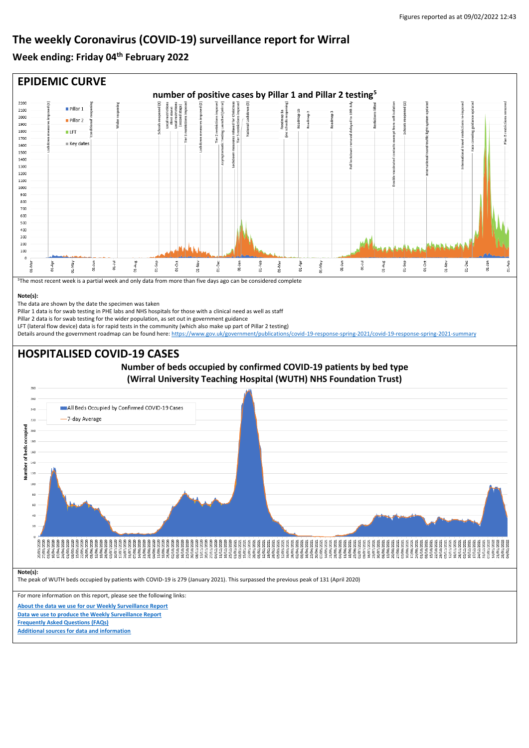Figures reported as at 09/02/2022 12:43

# The weekly Coronavirus (COVID-19) surveillance report for Wirral

## Week ending: Friday 04th February 2022

## EPIDEMIC CURVE

number of positive cases by Pillar 1 and Pillar 2 testing[5]

Pillar 1
Pillar 2
LFT
Key dates

Lockdown measures imposed (1)
Conditional reopening
Wider reopening
Schools reopened (1)
Local restrictions (first stage)
Local restrictions (second stage)
Tier 3 restrictions imposed
Lockdown measures imposed (2)
Asymptomatic testing launched (lateral)
Tier 2 restrictions imposed
Lockdown measures relaxed for Christmas
Tier 3 restrictions imposed
National Lockdown (3)
Roadmap 1a (inc schools reopening)
Roadmap 1b
Roadmap 2
Roadmap 3
Full lockdown removal delayed to 19th July
Restrictions lifted
Double vaccinated contacts exempt from self-isolation
Schools reopened (2)
International travel traffic light system updated
International travel restrictions re-imposed
Face covering guidance updated
Plan B restrictions removed

0 100 200 300 400 500 600 700 800 900 1000 1100 1200 1300 1400 1500 1600 1700 1800 1900 2000 2100 2200

01-Mar 01-Apr 01-May 01-Jun 01-Jul 01-Aug 01-Sep 01-Oct 01-Nov 01-Dec 01-Jan 01-Feb 01-Mar 01-Apr 01-May 01-Jun 01-Jul 01-Aug 01-Sep 01-Oct 01-Nov 01-Dec 01-Jan 01-Feb

[5]The most recent week is a partial week and only data from more than five days ago can be considered complete

**Note(s):**

The data are shown by the date the specimen was taken

Pillar 1 data is for swab testing in PHE labs and NHS hospitals for those with a clinical need as well as staff

Pillar 2 data is for swab testing for the wider population, as set out in government guidance

LFT (lateral flow device) data is for rapid tests in the community (which also make up part of Pillar 2 testing)

Details around the government roadmap can be found here: https://www.gov.uk/government/publications/covid-19-response-spring-2021/covid-19-response-spring-2021-summary

## HOSPITALISED COVID-19 CASES

Number of beds occupied by confirmed COVID-19 patients by bed type
(Wirral University Teaching Hospital (WUTH) NHS Foundation Trust)

All Beds Occupied by Confirmed COVID-19 Cases
7-day Average

Number of beds occupied

0 20 40 60 80 100 120 140 160 180 200 220 240 260 280

**Note(s):**

The peak of WUTH beds occupied by patients with COVID-19 is 279 (January 2021). This surpassed the previous peak of 131 (April 2020)

For more information on this report, please see the following links:

About the data we use for our Weekly Surveillance Report

Data we use to produce the Weekly Surveillance Report

Frequently Asked Questions (FAQs)

Additional sources for data and information